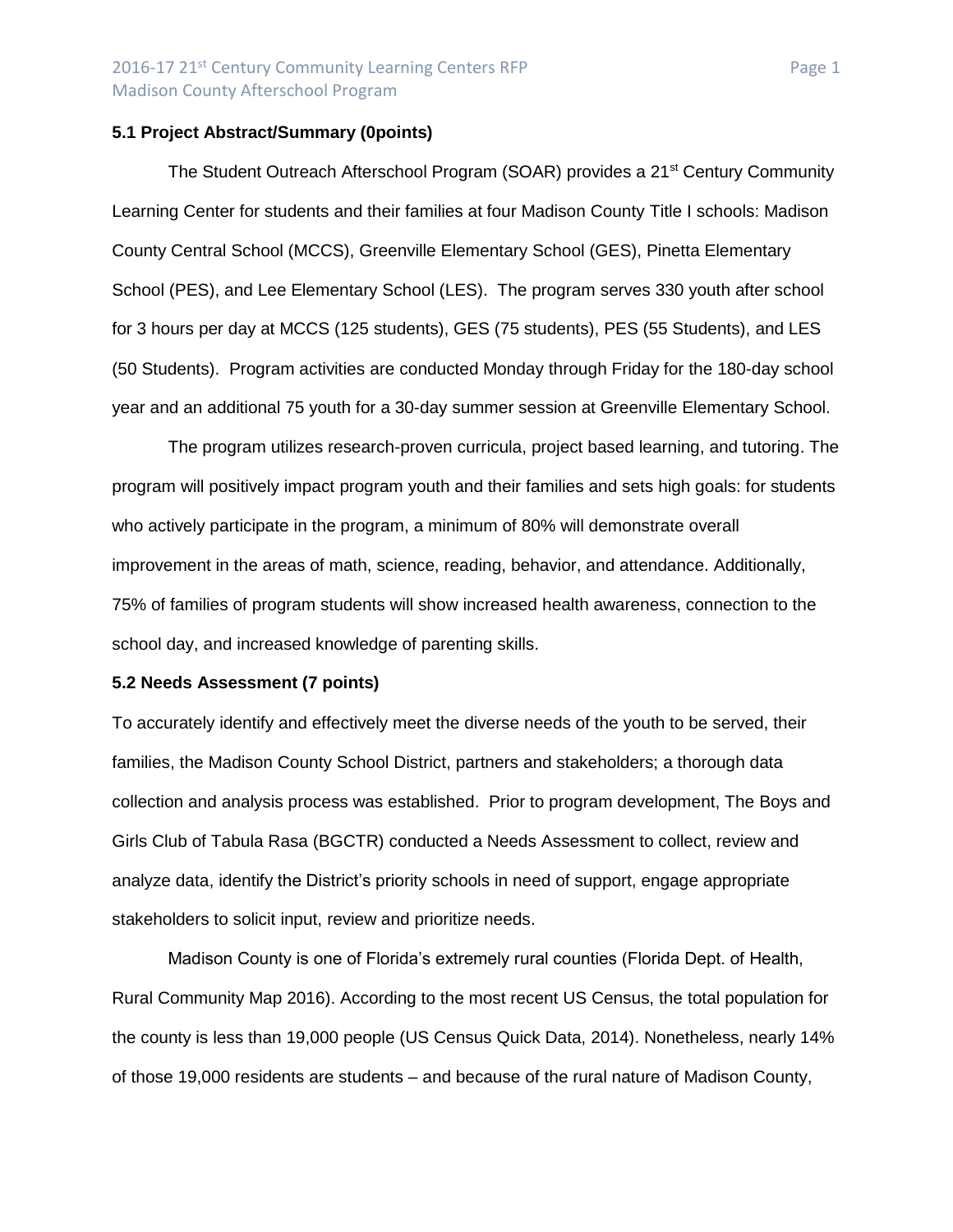**5.1 Project Abstract/Summary (0points)**

The Student Outreach Afterschool Program (SOAR) provides a 21st Century Community Learning Center for students and their families at four Madison County Title I schools: Madison County Central School (MCCS), Greenville Elementary School (GES), Pinetta Elementary School (PES), and Lee Elementary School (LES). The program serves 330 youth after school for 3 hours per day at MCCS (125 students), GES (75 students), PES (55 Students), and LES (50 Students). Program activities are conducted Monday through Friday for the 180-day school year and an additional 75 youth for a 30-day summer session at Greenville Elementary School.

The program utilizes research-proven curricula, project based learning, and tutoring. The program will positively impact program youth and their families and sets high goals: for students who actively participate in the program, a minimum of 80% will demonstrate overall improvement in the areas of math, science, reading, behavior, and attendance. Additionally, 75% of families of program students will show increased health awareness, connection to the school day, and increased knowledge of parenting skills.

**5.2 Needs Assessment (7 points)**

To accurately identify and effectively meet the diverse needs of the youth to be served, their families, the Madison County School District, partners and stakeholders; a thorough data collection and analysis process was established. Prior to program development, The Boys and Girls Club of Tabula Rasa (BGCTR) conducted a Needs Assessment to collect, review and analyze data, identify the District's priority schools in need of support, engage appropriate stakeholders to solicit input, review and prioritize needs.

Madison County is one of Florida's extremely rural counties (Florida Dept. of Health, Rural Community Map 2016). According to the most recent US Census, the total population for the county is less than 19,000 people (US Census Quick Data, 2014). Nonetheless, nearly 14% of those 19,000 residents are students – and because of the rural nature of Madison County,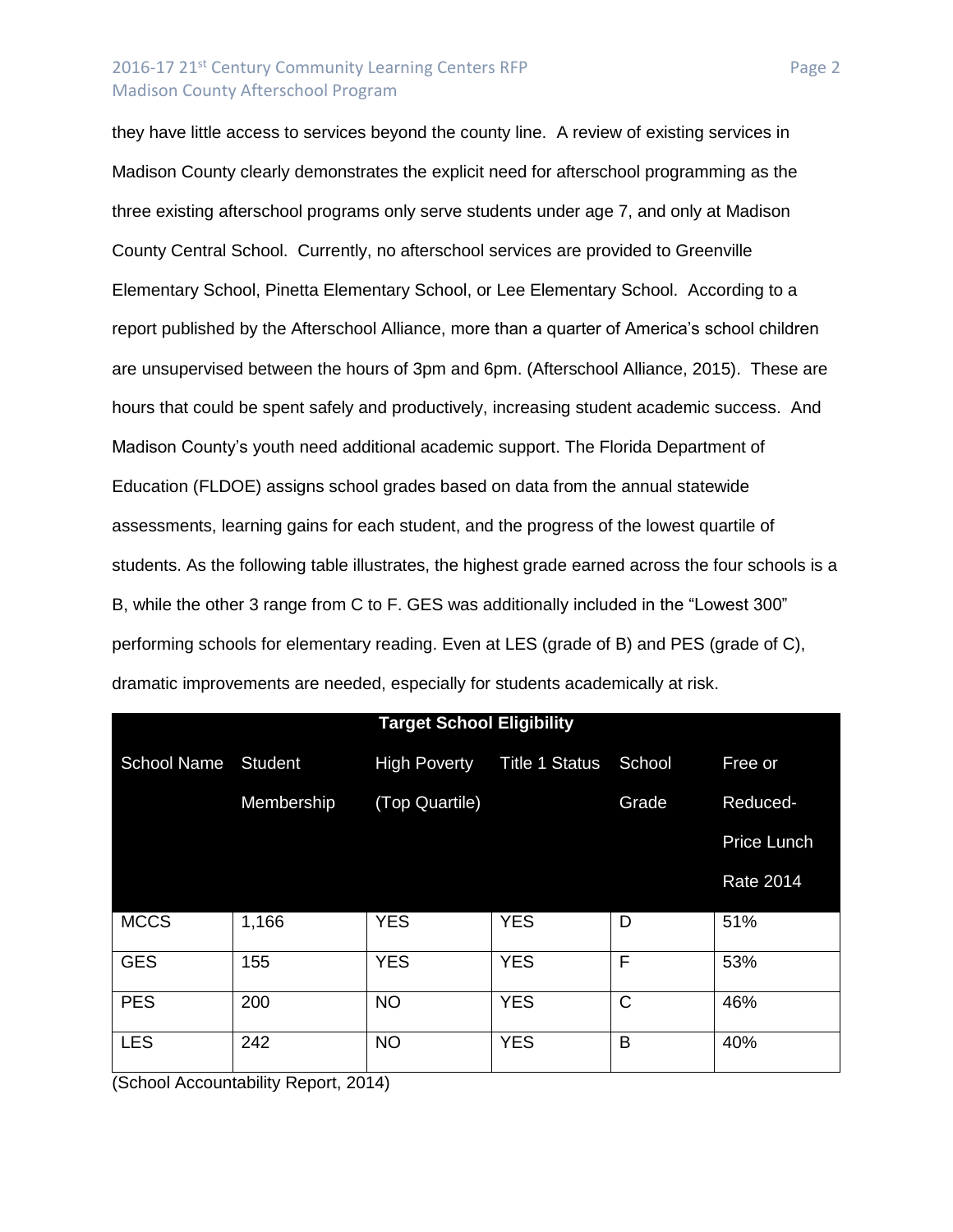they have little access to services beyond the county line. A review of existing services in Madison County clearly demonstrates the explicit need for afterschool programming as the three existing afterschool programs only serve students under age 7, and only at Madison County Central School. Currently, no afterschool services are provided to Greenville Elementary School, Pinetta Elementary School, or Lee Elementary School. According to a report published by the Afterschool Alliance, more than a quarter of America's school children are unsupervised between the hours of 3pm and 6pm. (Afterschool Alliance, 2015). These are hours that could be spent safely and productively, increasing student academic success. And Madison County's youth need additional academic support. The Florida Department of Education (FLDOE) assigns school grades based on data from the annual statewide assessments, learning gains for each student, and the progress of the lowest quartile of students. As the following table illustrates, the highest grade earned across the four schools is a B, while the other 3 range from C to F. GES was additionally included in the "Lowest 300" performing schools for elementary reading. Even at LES (grade of B) and PES (grade of C), dramatic improvements are needed, especially for students academically at risk.

**Target School Eligibility**

| School Name | Student Membership | High Poverty (Top Quartile) | Title 1 Status | School Grade | Free or Reduced-Price Lunch Rate 2014 |
|---|---|---|---|---|---|
| MCCS | 1,166 | YES | YES | D | 51% |
| GES | 155 | YES | YES | F | 53% |
| PES | 200 | NO | YES | C | 46% |
| LES | 242 | NO | YES | B | 40% |

(School Accountability Report, 2014)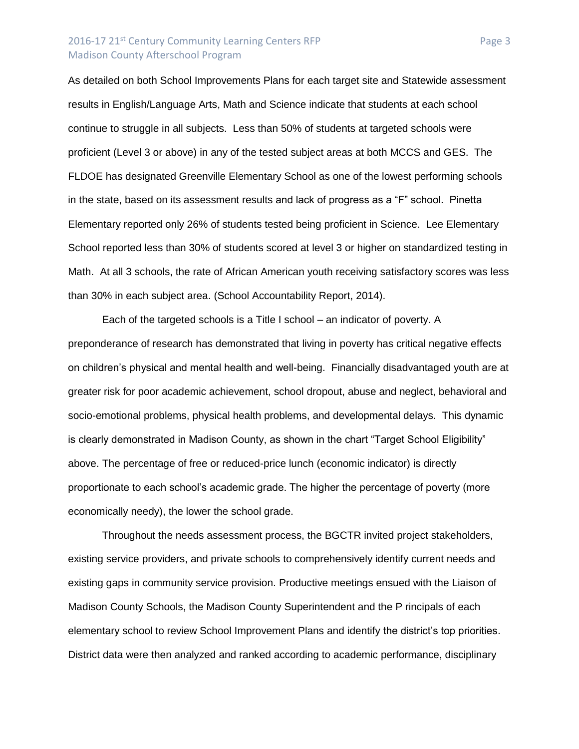As detailed on both School Improvements Plans for each target site and Statewide assessment results in English/Language Arts, Math and Science indicate that students at each school continue to struggle in all subjects. Less than 50% of students at targeted schools were proficient (Level 3 or above) in any of the tested subject areas at both MCCS and GES. The FLDOE has designated Greenville Elementary School as one of the lowest performing schools in the state, based on its assessment results and lack of progress as a "F" school. Pinetta Elementary reported only 26% of students tested being proficient in Science. Lee Elementary School reported less than 30% of students scored at level 3 or higher on standardized testing in Math. At all 3 schools, the rate of African American youth receiving satisfactory scores was less than 30% in each subject area. (School Accountability Report, 2014).

Each of the targeted schools is a Title I school – an indicator of poverty. A preponderance of research has demonstrated that living in poverty has critical negative effects on children's physical and mental health and well-being. Financially disadvantaged youth are at greater risk for poor academic achievement, school dropout, abuse and neglect, behavioral and socio-emotional problems, physical health problems, and developmental delays. This dynamic is clearly demonstrated in Madison County, as shown in the chart "Target School Eligibility" above. The percentage of free or reduced-price lunch (economic indicator) is directly proportionate to each school's academic grade. The higher the percentage of poverty (more economically needy), the lower the school grade.

Throughout the needs assessment process, the BGCTR invited project stakeholders, existing service providers, and private schools to comprehensively identify current needs and existing gaps in community service provision. Productive meetings ensued with the Liaison of Madison County Schools, the Madison County Superintendent and the P rincipals of each elementary school to review School Improvement Plans and identify the district's top priorities. District data were then analyzed and ranked according to academic performance, disciplinary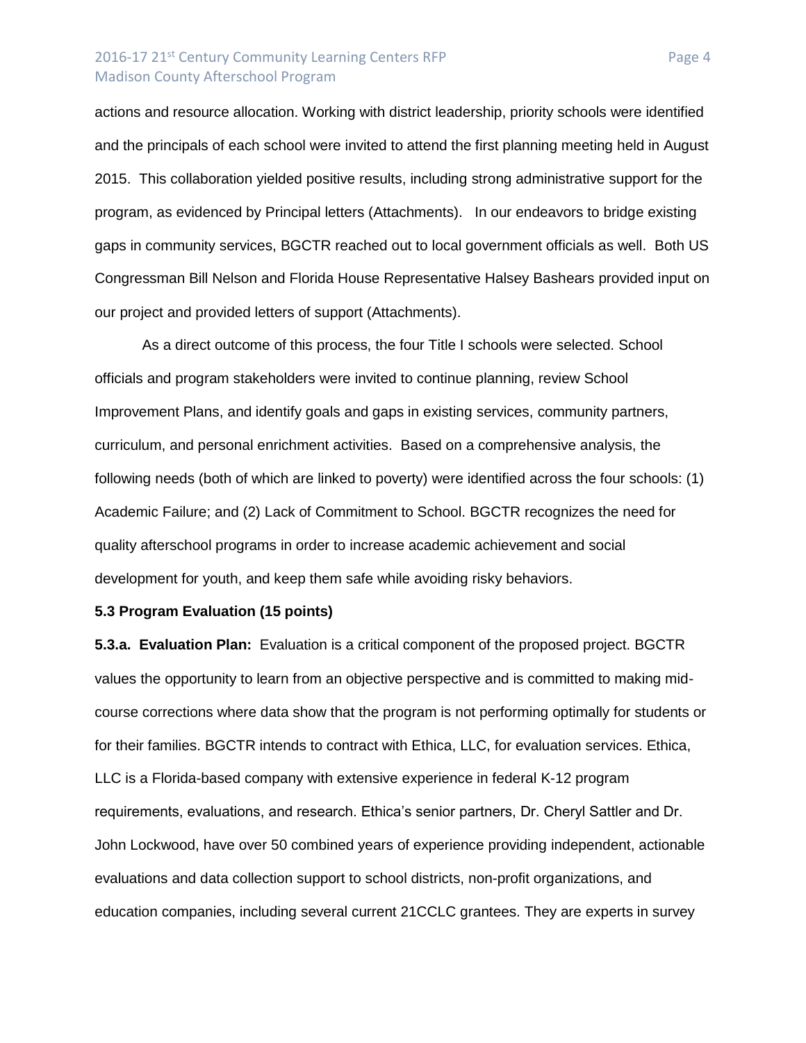actions and resource allocation. Working with district leadership, priority schools were identified and the principals of each school were invited to attend the first planning meeting held in August 2015. This collaboration yielded positive results, including strong administrative support for the program, as evidenced by Principal letters (Attachments). In our endeavors to bridge existing gaps in community services, BGCTR reached out to local government officials as well. Both US Congressman Bill Nelson and Florida House Representative Halsey Bashears provided input on our project and provided letters of support (Attachments).

As a direct outcome of this process, the four Title I schools were selected. School officials and program stakeholders were invited to continue planning, review School Improvement Plans, and identify goals and gaps in existing services, community partners, curriculum, and personal enrichment activities. Based on a comprehensive analysis, the following needs (both of which are linked to poverty) were identified across the four schools: (1) Academic Failure; and (2) Lack of Commitment to School. BGCTR recognizes the need for quality afterschool programs in order to increase academic achievement and social development for youth, and keep them safe while avoiding risky behaviors.

**5.3 Program Evaluation (15 points)**

**5.3.a. Evaluation Plan:** Evaluation is a critical component of the proposed project. BGCTR values the opportunity to learn from an objective perspective and is committed to making mid-course corrections where data show that the program is not performing optimally for students or for their families. BGCTR intends to contract with Ethica, LLC, for evaluation services. Ethica, LLC is a Florida-based company with extensive experience in federal K-12 program requirements, evaluations, and research. Ethica's senior partners, Dr. Cheryl Sattler and Dr. John Lockwood, have over 50 combined years of experience providing independent, actionable evaluations and data collection support to school districts, non-profit organizations, and education companies, including several current 21CCLC grantees. They are experts in survey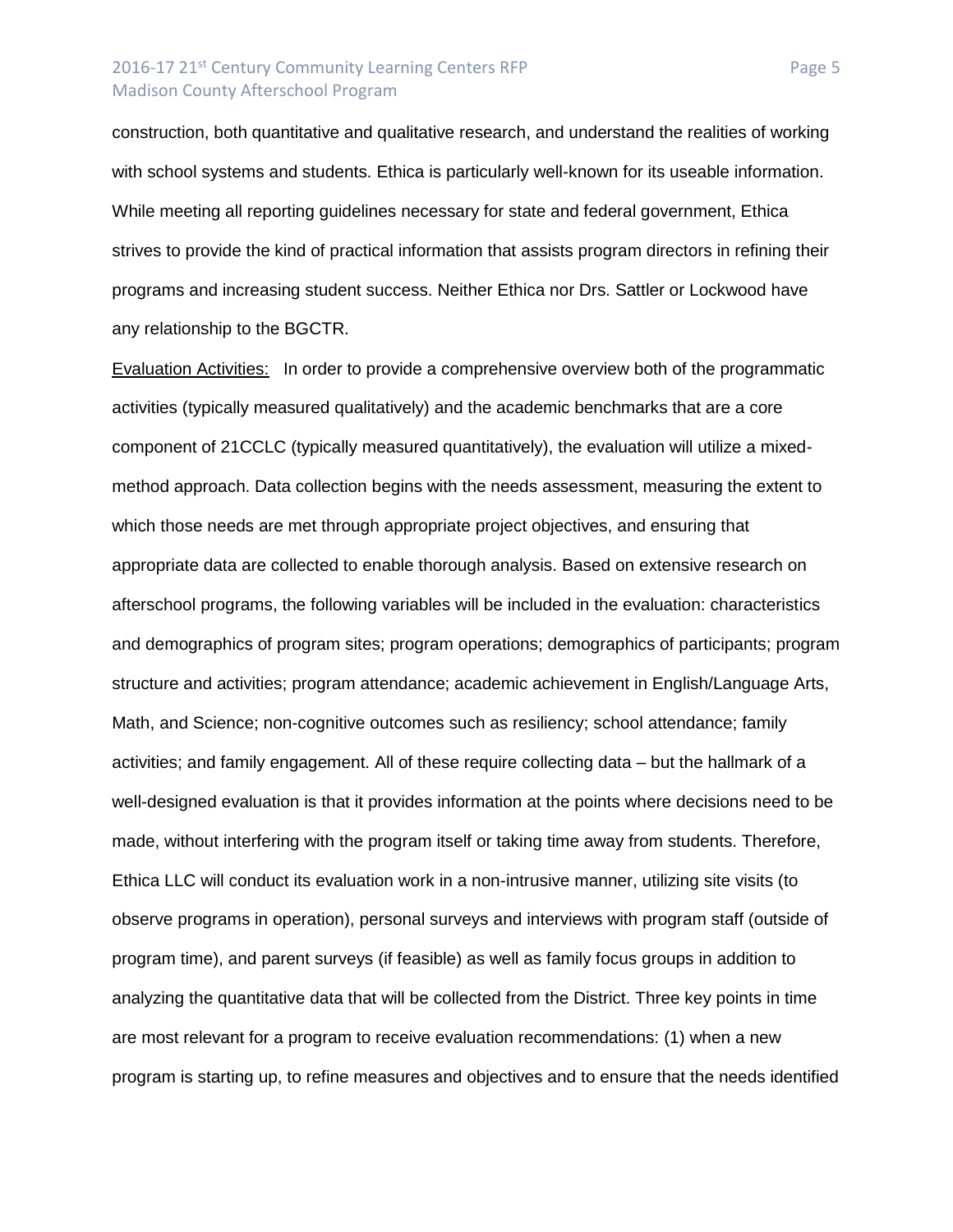construction, both quantitative and qualitative research, and understand the realities of working with school systems and students. Ethica is particularly well-known for its useable information. While meeting all reporting guidelines necessary for state and federal government, Ethica strives to provide the kind of practical information that assists program directors in refining their programs and increasing student success. Neither Ethica nor Drs. Sattler or Lockwood have any relationship to the BGCTR.

<u>Evaluation Activities:</u> In order to provide a comprehensive overview both of the programmatic activities (typically measured qualitatively) and the academic benchmarks that are a core component of 21CCLC (typically measured quantitatively), the evaluation will utilize a mixed-method approach. Data collection begins with the needs assessment, measuring the extent to which those needs are met through appropriate project objectives, and ensuring that appropriate data are collected to enable thorough analysis. Based on extensive research on afterschool programs, the following variables will be included in the evaluation: characteristics and demographics of program sites; program operations; demographics of participants; program structure and activities; program attendance; academic achievement in English/Language Arts, Math, and Science; non-cognitive outcomes such as resiliency; school attendance; family activities; and family engagement. All of these require collecting data – but the hallmark of a well-designed evaluation is that it provides information at the points where decisions need to be made, without interfering with the program itself or taking time away from students. Therefore, Ethica LLC will conduct its evaluation work in a non-intrusive manner, utilizing site visits (to observe programs in operation), personal surveys and interviews with program staff (outside of program time), and parent surveys (if feasible) as well as family focus groups in addition to analyzing the quantitative data that will be collected from the District. Three key points in time are most relevant for a program to receive evaluation recommendations: (1) when a new program is starting up, to refine measures and objectives and to ensure that the needs identified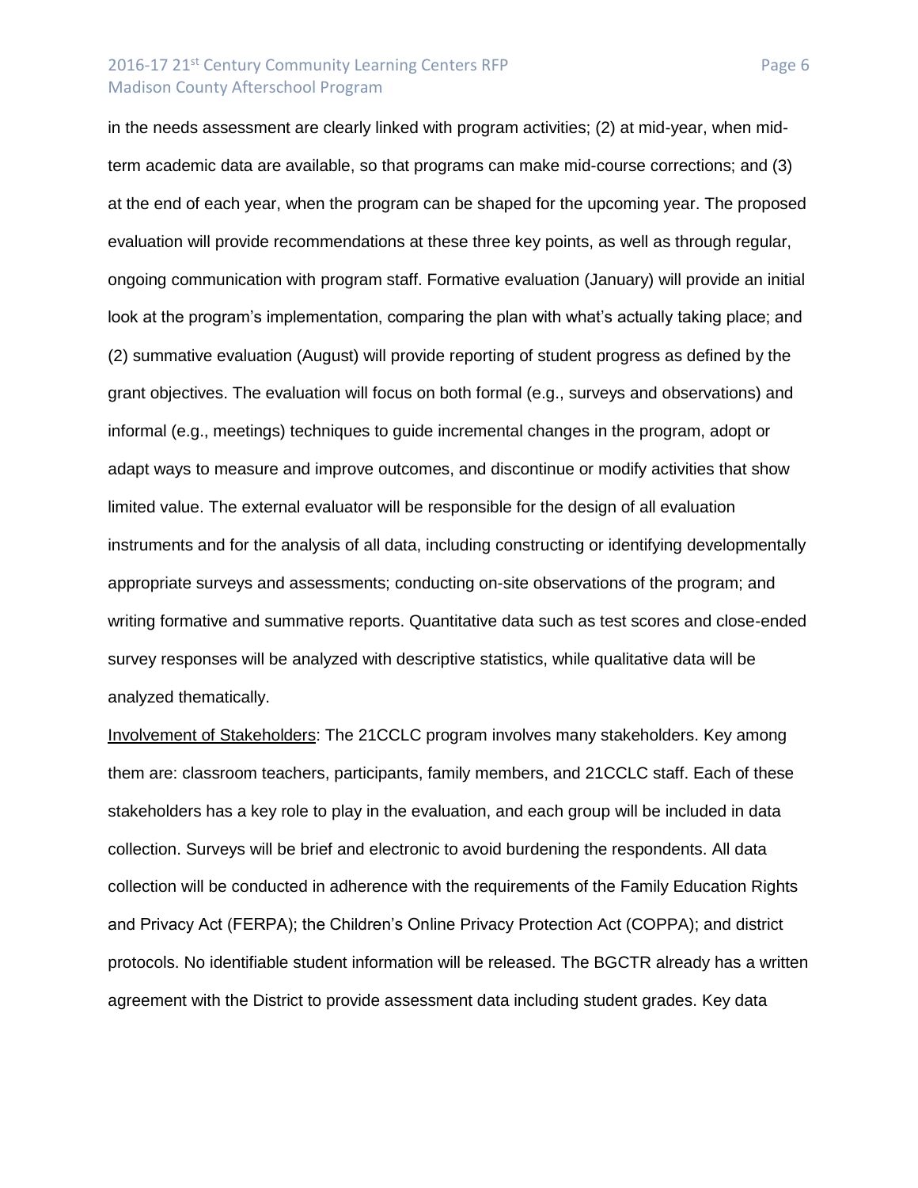in the needs assessment are clearly linked with program activities; (2) at mid-year, when mid-term academic data are available, so that programs can make mid-course corrections; and (3) at the end of each year, when the program can be shaped for the upcoming year. The proposed evaluation will provide recommendations at these three key points, as well as through regular, ongoing communication with program staff. Formative evaluation (January) will provide an initial look at the program's implementation, comparing the plan with what's actually taking place; and (2) summative evaluation (August) will provide reporting of student progress as defined by the grant objectives. The evaluation will focus on both formal (e.g., surveys and observations) and informal (e.g., meetings) techniques to guide incremental changes in the program, adopt or adapt ways to measure and improve outcomes, and discontinue or modify activities that show limited value. The external evaluator will be responsible for the design of all evaluation instruments and for the analysis of all data, including constructing or identifying developmentally appropriate surveys and assessments; conducting on-site observations of the program; and writing formative and summative reports. Quantitative data such as test scores and close-ended survey responses will be analyzed with descriptive statistics, while qualitative data will be analyzed thematically.

<u>Involvement of Stakeholders</u>: The 21CCLC program involves many stakeholders. Key among them are: classroom teachers, participants, family members, and 21CCLC staff. Each of these stakeholders has a key role to play in the evaluation, and each group will be included in data collection. Surveys will be brief and electronic to avoid burdening the respondents. All data collection will be conducted in adherence with the requirements of the Family Education Rights and Privacy Act (FERPA); the Children's Online Privacy Protection Act (COPPA); and district protocols. No identifiable student information will be released. The BGCTR already has a written agreement with the District to provide assessment data including student grades. Key data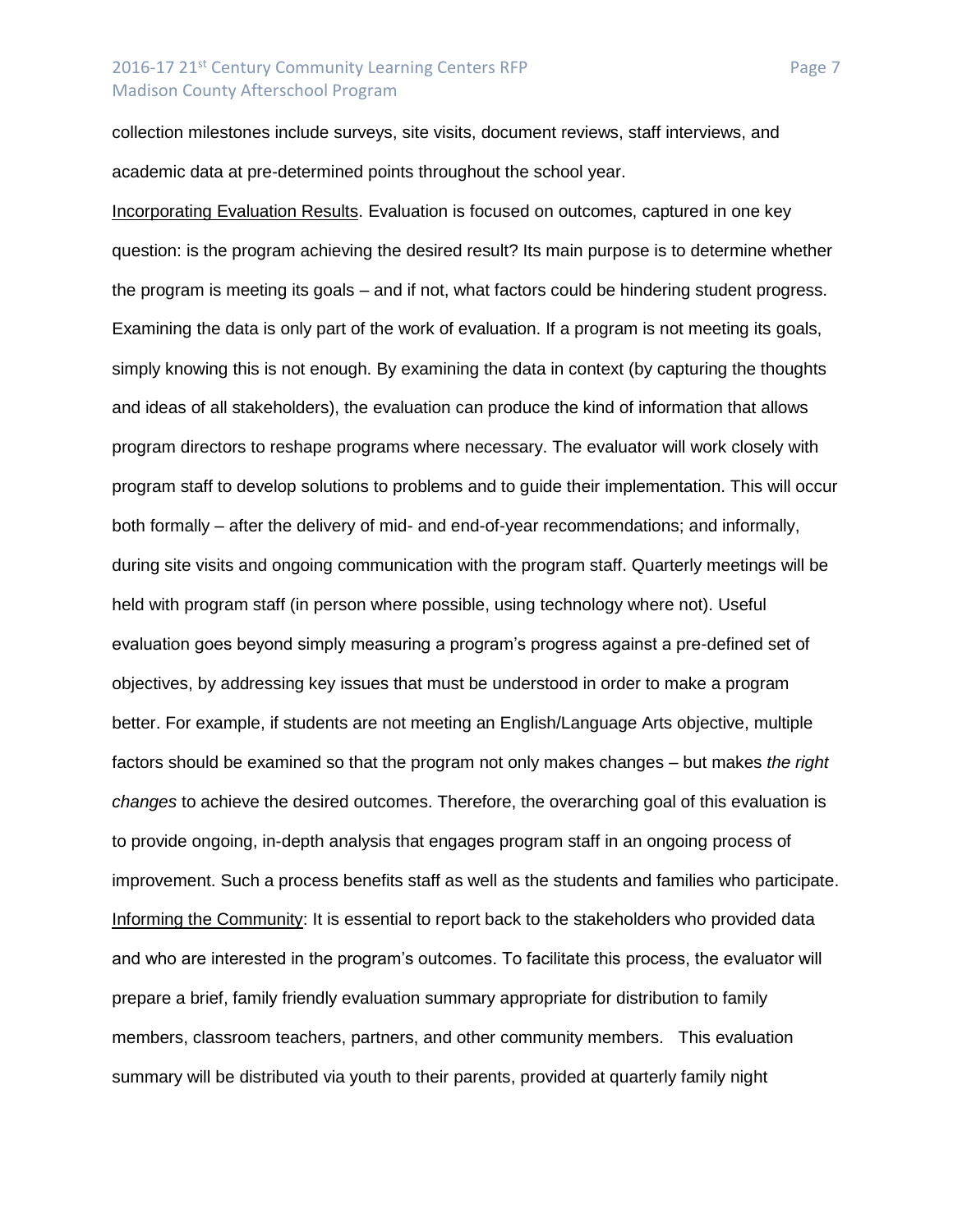collection milestones include surveys, site visits, document reviews, staff interviews, and academic data at pre-determined points throughout the school year.

<u>Incorporating Evaluation Results</u>. Evaluation is focused on outcomes, captured in one key question: is the program achieving the desired result? Its main purpose is to determine whether the program is meeting its goals – and if not, what factors could be hindering student progress. Examining the data is only part of the work of evaluation. If a program is not meeting its goals, simply knowing this is not enough. By examining the data in context (by capturing the thoughts and ideas of all stakeholders), the evaluation can produce the kind of information that allows program directors to reshape programs where necessary. The evaluator will work closely with program staff to develop solutions to problems and to guide their implementation. This will occur both formally – after the delivery of mid- and end-of-year recommendations; and informally, during site visits and ongoing communication with the program staff. Quarterly meetings will be held with program staff (in person where possible, using technology where not). Useful evaluation goes beyond simply measuring a program's progress against a pre-defined set of objectives, by addressing key issues that must be understood in order to make a program better. For example, if students are not meeting an English/Language Arts objective, multiple factors should be examined so that the program not only makes changes – but makes *the right changes* to achieve the desired outcomes. Therefore, the overarching goal of this evaluation is to provide ongoing, in-depth analysis that engages program staff in an ongoing process of improvement. Such a process benefits staff as well as the students and families who participate.

<u>Informing the Community</u>: It is essential to report back to the stakeholders who provided data and who are interested in the program's outcomes. To facilitate this process, the evaluator will prepare a brief, family friendly evaluation summary appropriate for distribution to family members, classroom teachers, partners, and other community members. This evaluation summary will be distributed via youth to their parents, provided at quarterly family night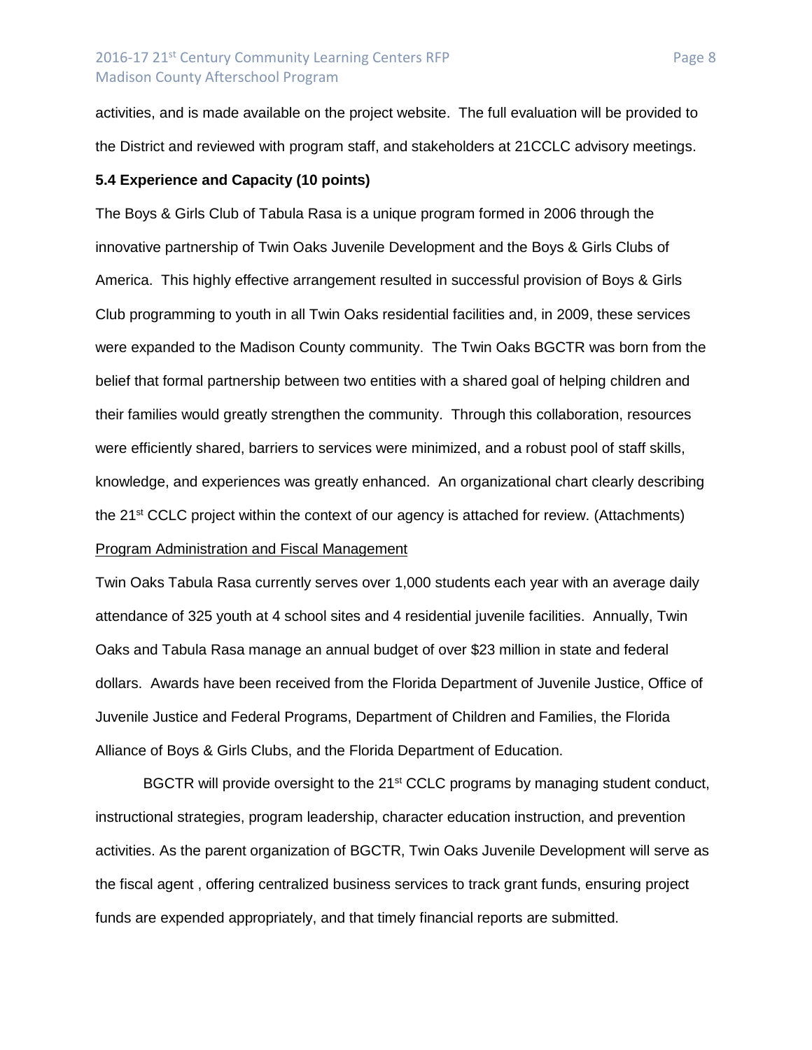activities, and is made available on the project website. The full evaluation will be provided to the District and reviewed with program staff, and stakeholders at 21CCLC advisory meetings.

**5.4 Experience and Capacity (10 points)**

The Boys & Girls Club of Tabula Rasa is a unique program formed in 2006 through the innovative partnership of Twin Oaks Juvenile Development and the Boys & Girls Clubs of America. This highly effective arrangement resulted in successful provision of Boys & Girls Club programming to youth in all Twin Oaks residential facilities and, in 2009, these services were expanded to the Madison County community. The Twin Oaks BGCTR was born from the belief that formal partnership between two entities with a shared goal of helping children and their families would greatly strengthen the community. Through this collaboration, resources were efficiently shared, barriers to services were minimized, and a robust pool of staff skills, knowledge, and experiences was greatly enhanced. An organizational chart clearly describing the 21st CCLC project within the context of our agency is attached for review. (Attachments)

Program Administration and Fiscal Management

Twin Oaks Tabula Rasa currently serves over 1,000 students each year with an average daily attendance of 325 youth at 4 school sites and 4 residential juvenile facilities. Annually, Twin Oaks and Tabula Rasa manage an annual budget of over $23 million in state and federal dollars. Awards have been received from the Florida Department of Juvenile Justice, Office of Juvenile Justice and Federal Programs, Department of Children and Families, the Florida Alliance of Boys & Girls Clubs, and the Florida Department of Education.

BGCTR will provide oversight to the 21st CCLC programs by managing student conduct, instructional strategies, program leadership, character education instruction, and prevention activities. As the parent organization of BGCTR, Twin Oaks Juvenile Development will serve as the fiscal agent , offering centralized business services to track grant funds, ensuring project funds are expended appropriately, and that timely financial reports are submitted.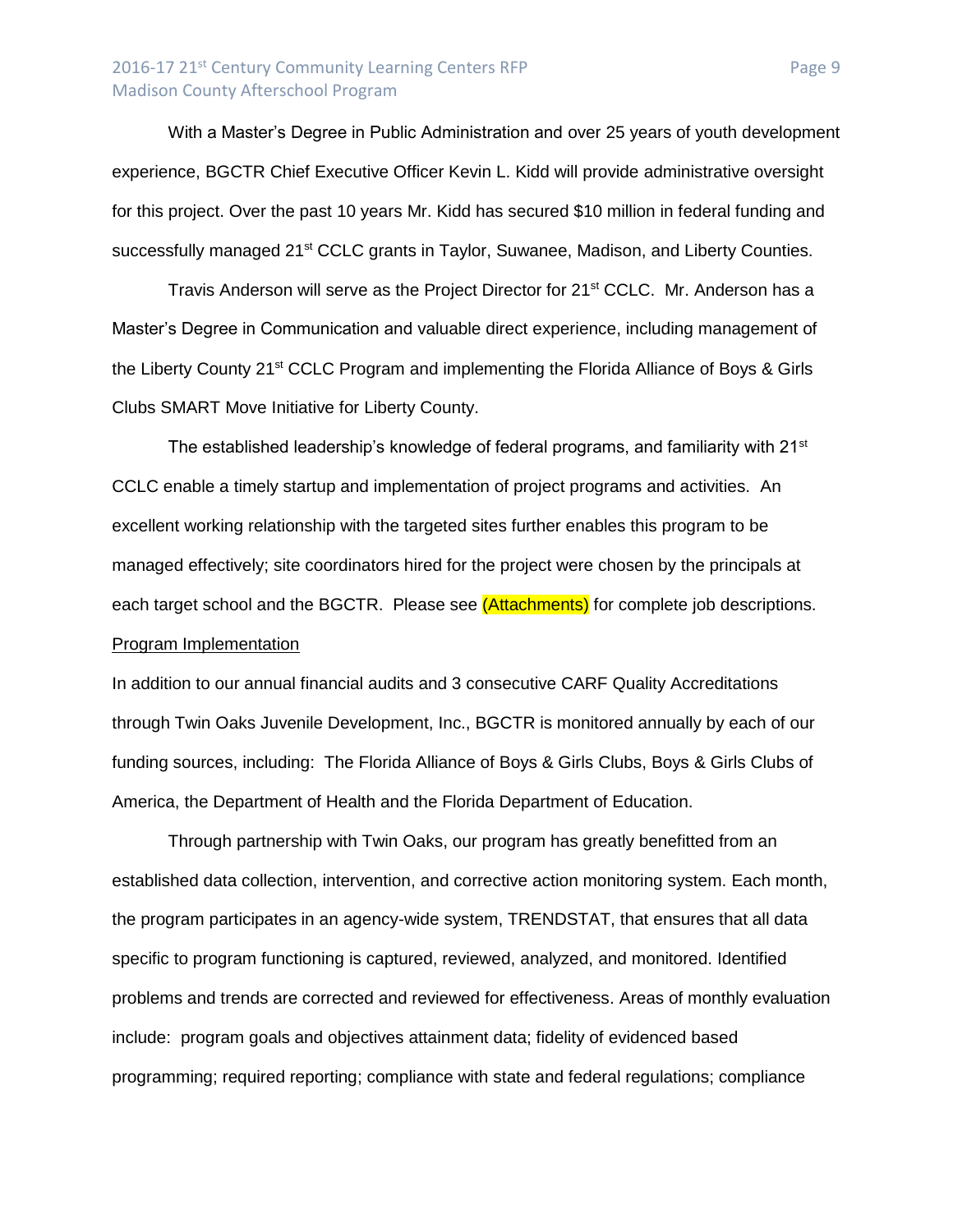With a Master's Degree in Public Administration and over 25 years of youth development experience, BGCTR Chief Executive Officer Kevin L. Kidd will provide administrative oversight for this project. Over the past 10 years Mr. Kidd has secured $10 million in federal funding and successfully managed 21st CCLC grants in Taylor, Suwanee, Madison, and Liberty Counties.

Travis Anderson will serve as the Project Director for 21st CCLC. Mr. Anderson has a Master's Degree in Communication and valuable direct experience, including management of the Liberty County 21st CCLC Program and implementing the Florida Alliance of Boys & Girls Clubs SMART Move Initiative for Liberty County.

The established leadership's knowledge of federal programs, and familiarity with 21st CCLC enable a timely startup and implementation of project programs and activities. An excellent working relationship with the targeted sites further enables this program to be managed effectively; site coordinators hired for the project were chosen by the principals at each target school and the BGCTR. Please see (Attachments) for complete job descriptions.

Program Implementation

In addition to our annual financial audits and 3 consecutive CARF Quality Accreditations through Twin Oaks Juvenile Development, Inc., BGCTR is monitored annually by each of our funding sources, including: The Florida Alliance of Boys & Girls Clubs, Boys & Girls Clubs of America, the Department of Health and the Florida Department of Education.

Through partnership with Twin Oaks, our program has greatly benefitted from an established data collection, intervention, and corrective action monitoring system. Each month, the program participates in an agency-wide system, TRENDSTAT, that ensures that all data specific to program functioning is captured, reviewed, analyzed, and monitored. Identified problems and trends are corrected and reviewed for effectiveness. Areas of monthly evaluation include: program goals and objectives attainment data; fidelity of evidenced based programming; required reporting; compliance with state and federal regulations; compliance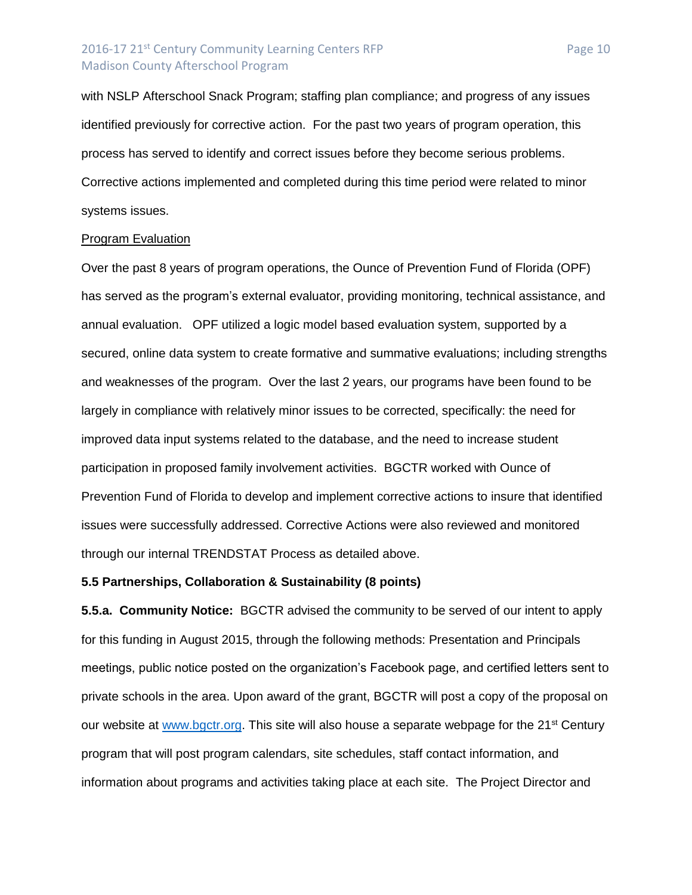with NSLP Afterschool Snack Program; staffing plan compliance; and progress of any issues identified previously for corrective action. For the past two years of program operation, this process has served to identify and correct issues before they become serious problems. Corrective actions implemented and completed during this time period were related to minor systems issues.

<u>Program Evaluation</u>

Over the past 8 years of program operations, the Ounce of Prevention Fund of Florida (OPF) has served as the program's external evaluator, providing monitoring, technical assistance, and annual evaluation. OPF utilized a logic model based evaluation system, supported by a secured, online data system to create formative and summative evaluations; including strengths and weaknesses of the program. Over the last 2 years, our programs have been found to be largely in compliance with relatively minor issues to be corrected, specifically: the need for improved data input systems related to the database, and the need to increase student participation in proposed family involvement activities. BGCTR worked with Ounce of Prevention Fund of Florida to develop and implement corrective actions to insure that identified issues were successfully addressed. Corrective Actions were also reviewed and monitored through our internal TRENDSTAT Process as detailed above.

**5.5 Partnerships, Collaboration & Sustainability (8 points)**

**5.5.a. Community Notice:** BGCTR advised the community to be served of our intent to apply for this funding in August 2015, through the following methods: Presentation and Principals meetings, public notice posted on the organization's Facebook page, and certified letters sent to private schools in the area. Upon award of the grant, BGCTR will post a copy of the proposal on our website at [www.bgctr.org](www.bgctr.org). This site will also house a separate webpage for the 21st Century program that will post program calendars, site schedules, staff contact information, and information about programs and activities taking place at each site. The Project Director and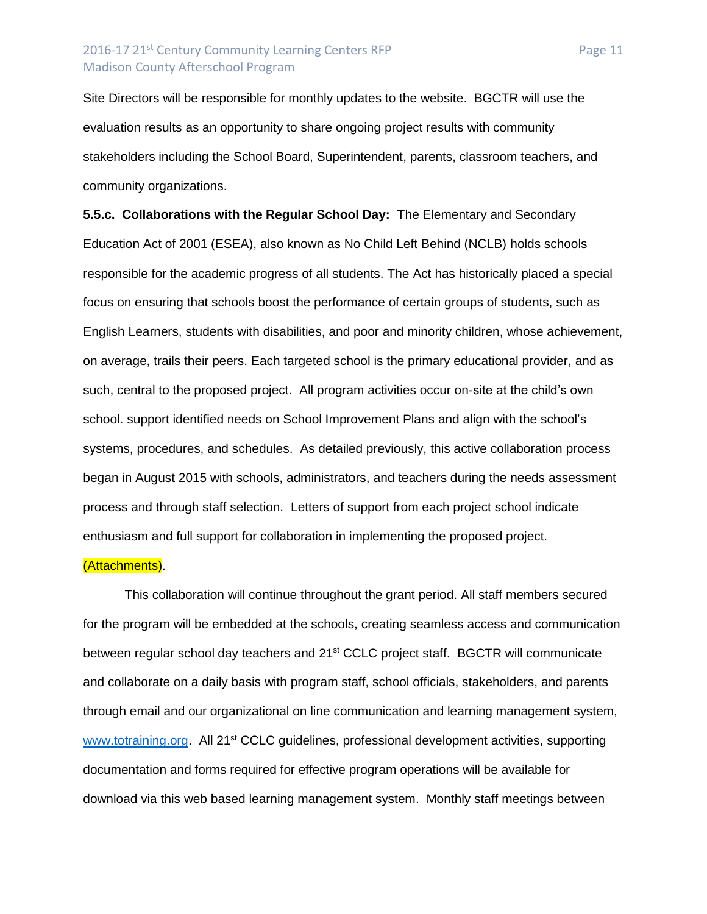Site Directors will be responsible for monthly updates to the website. BGCTR will use the evaluation results as an opportunity to share ongoing project results with community stakeholders including the School Board, Superintendent, parents, classroom teachers, and community organizations.

**5.5.c. Collaborations with the Regular School Day:** The Elementary and Secondary Education Act of 2001 (ESEA), also known as No Child Left Behind (NCLB) holds schools responsible for the academic progress of all students. The Act has historically placed a special focus on ensuring that schools boost the performance of certain groups of students, such as English Learners, students with disabilities, and poor and minority children, whose achievement, on average, trails their peers. Each targeted school is the primary educational provider, and as such, central to the proposed project. All program activities occur on-site at the child's own school. support identified needs on School Improvement Plans and align with the school's systems, procedures, and schedules. As detailed previously, this active collaboration process began in August 2015 with schools, administrators, and teachers during the needs assessment process and through staff selection. Letters of support from each project school indicate enthusiasm and full support for collaboration in implementing the proposed project. (Attachments).

This collaboration will continue throughout the grant period. All staff members secured for the program will be embedded at the schools, creating seamless access and communication between regular school day teachers and 21st CCLC project staff. BGCTR will communicate and collaborate on a daily basis with program staff, school officials, stakeholders, and parents through email and our organizational on line communication and learning management system, www.totraining.org. All 21st CCLC guidelines, professional development activities, supporting documentation and forms required for effective program operations will be available for download via this web based learning management system. Monthly staff meetings between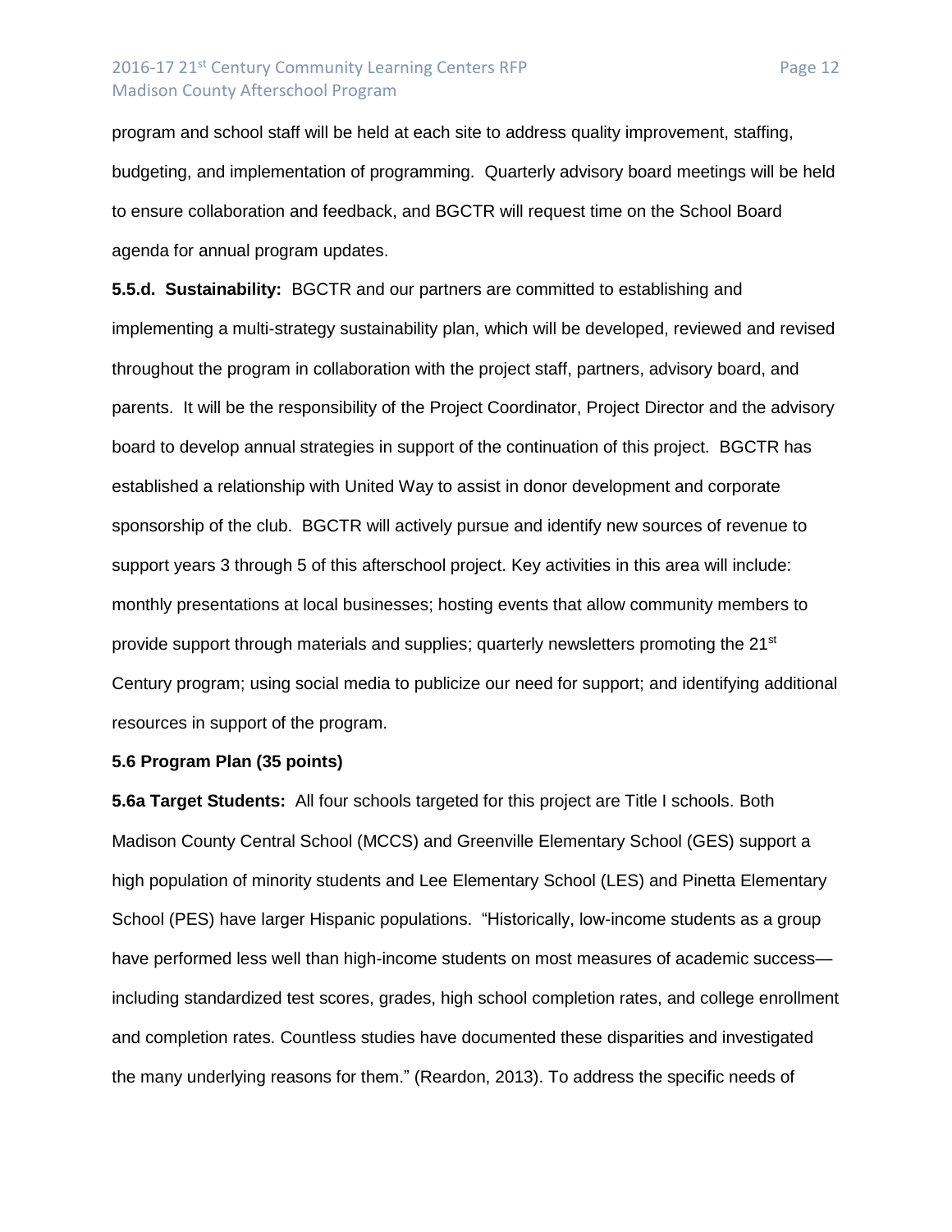program and school staff will be held at each site to address quality improvement, staffing, budgeting, and implementation of programming.  Quarterly advisory board meetings will be held to ensure collaboration and feedback, and BGCTR will request time on the School Board agenda for annual program updates.

**5.5.d. Sustainability:** BGCTR and our partners are committed to establishing and implementing a multi-strategy sustainability plan, which will be developed, reviewed and revised throughout the program in collaboration with the project staff, partners, advisory board, and parents.  It will be the responsibility of the Project Coordinator, Project Director and the advisory board to develop annual strategies in support of the continuation of this project.  BGCTR has established a relationship with United Way to assist in donor development and corporate sponsorship of the club.  BGCTR will actively pursue and identify new sources of revenue to support years 3 through 5 of this afterschool project. Key activities in this area will include: monthly presentations at local businesses; hosting events that allow community members to provide support through materials and supplies; quarterly newsletters promoting the 21st Century program; using social media to publicize our need for support; and identifying additional resources in support of the program.

**5.6 Program Plan (35 points)**

**5.6a Target Students:** All four schools targeted for this project are Title I schools. Both Madison County Central School (MCCS) and Greenville Elementary School (GES) support a high population of minority students and Lee Elementary School (LES) and Pinetta Elementary School (PES) have larger Hispanic populations.  "Historically, low-income students as a group have performed less well than high-income students on most measures of academic success—including standardized test scores, grades, high school completion rates, and college enrollment and completion rates. Countless studies have documented these disparities and investigated the many underlying reasons for them." (Reardon, 2013). To address the specific needs of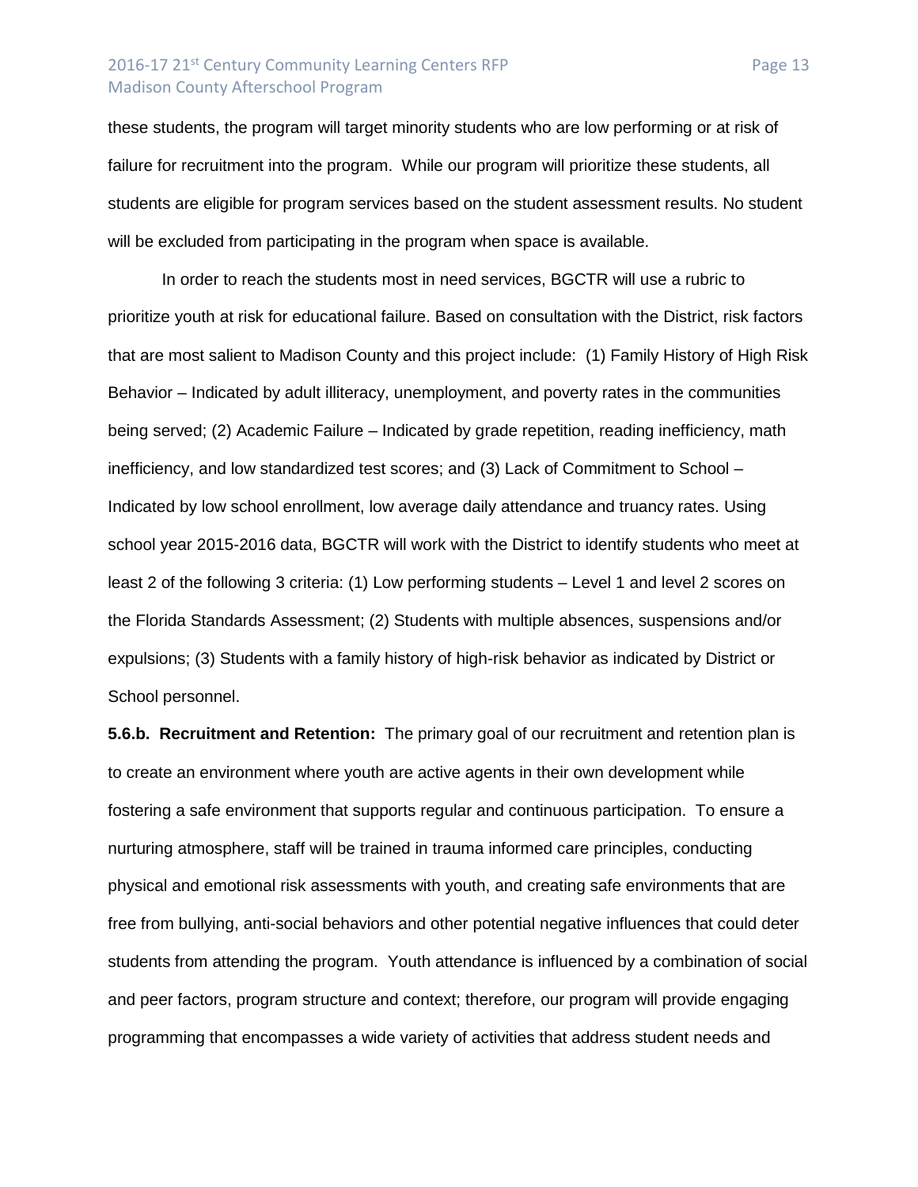these students, the program will target minority students who are low performing or at risk of failure for recruitment into the program. While our program will prioritize these students, all students are eligible for program services based on the student assessment results. No student will be excluded from participating in the program when space is available.

In order to reach the students most in need services, BGCTR will use a rubric to prioritize youth at risk for educational failure. Based on consultation with the District, risk factors that are most salient to Madison County and this project include: (1) Family History of High Risk Behavior – Indicated by adult illiteracy, unemployment, and poverty rates in the communities being served; (2) Academic Failure – Indicated by grade repetition, reading inefficiency, math inefficiency, and low standardized test scores; and (3) Lack of Commitment to School – Indicated by low school enrollment, low average daily attendance and truancy rates. Using school year 2015-2016 data, BGCTR will work with the District to identify students who meet at least 2 of the following 3 criteria: (1) Low performing students – Level 1 and level 2 scores on the Florida Standards Assessment; (2) Students with multiple absences, suspensions and/or expulsions; (3) Students with a family history of high-risk behavior as indicated by District or School personnel.

**5.6.b. Recruitment and Retention:** The primary goal of our recruitment and retention plan is to create an environment where youth are active agents in their own development while fostering a safe environment that supports regular and continuous participation. To ensure a nurturing atmosphere, staff will be trained in trauma informed care principles, conducting physical and emotional risk assessments with youth, and creating safe environments that are free from bullying, anti-social behaviors and other potential negative influences that could deter students from attending the program. Youth attendance is influenced by a combination of social and peer factors, program structure and context; therefore, our program will provide engaging programming that encompasses a wide variety of activities that address student needs and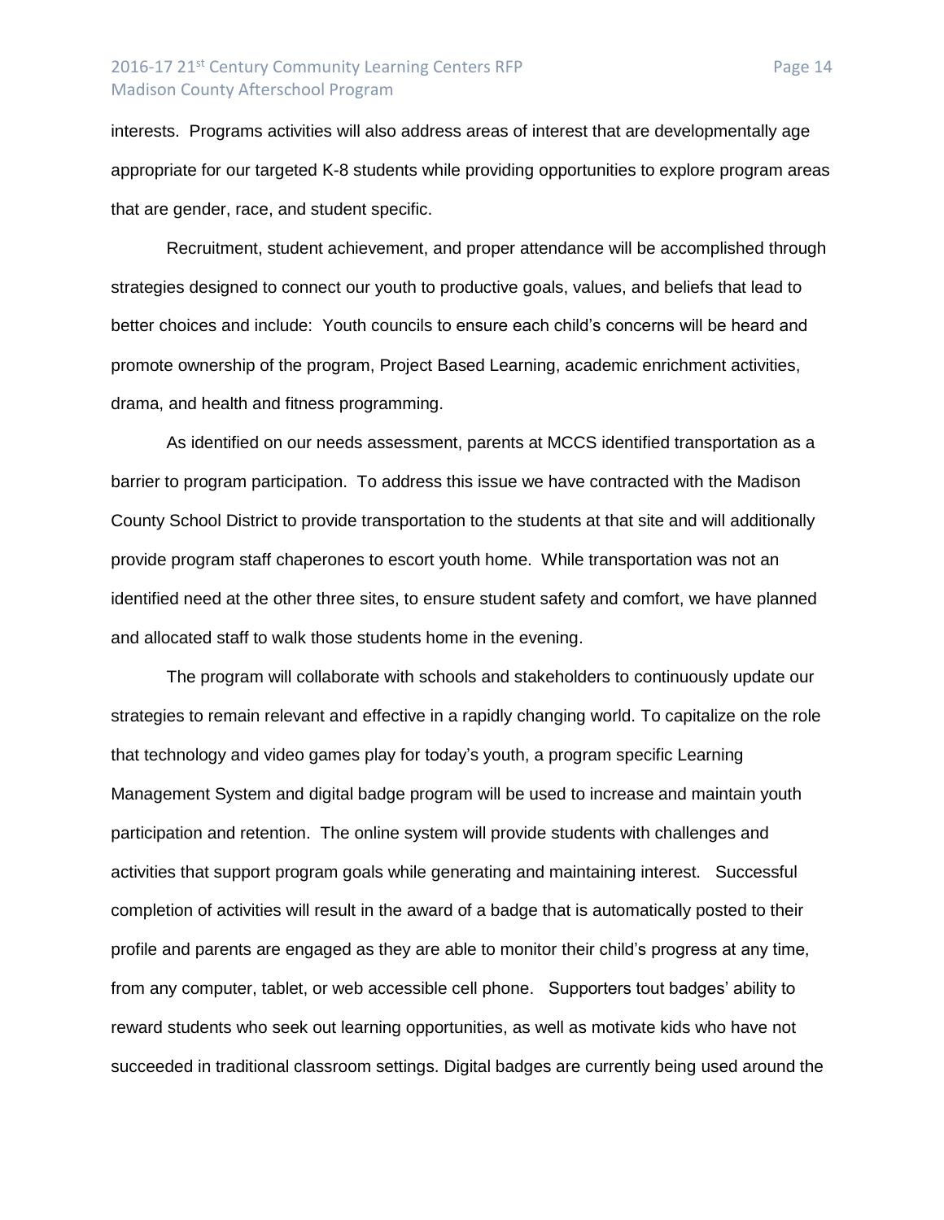interests. Programs activities will also address areas of interest that are developmentally age appropriate for our targeted K-8 students while providing opportunities to explore program areas that are gender, race, and student specific.

Recruitment, student achievement, and proper attendance will be accomplished through strategies designed to connect our youth to productive goals, values, and beliefs that lead to better choices and include: Youth councils to ensure each child's concerns will be heard and promote ownership of the program, Project Based Learning, academic enrichment activities, drama, and health and fitness programming.

As identified on our needs assessment, parents at MCCS identified transportation as a barrier to program participation. To address this issue we have contracted with the Madison County School District to provide transportation to the students at that site and will additionally provide program staff chaperones to escort youth home. While transportation was not an identified need at the other three sites, to ensure student safety and comfort, we have planned and allocated staff to walk those students home in the evening.

The program will collaborate with schools and stakeholders to continuously update our strategies to remain relevant and effective in a rapidly changing world. To capitalize on the role that technology and video games play for today's youth, a program specific Learning Management System and digital badge program will be used to increase and maintain youth participation and retention. The online system will provide students with challenges and activities that support program goals while generating and maintaining interest. Successful completion of activities will result in the award of a badge that is automatically posted to their profile and parents are engaged as they are able to monitor their child's progress at any time, from any computer, tablet, or web accessible cell phone. Supporters tout badges' ability to reward students who seek out learning opportunities, as well as motivate kids who have not succeeded in traditional classroom settings. Digital badges are currently being used around the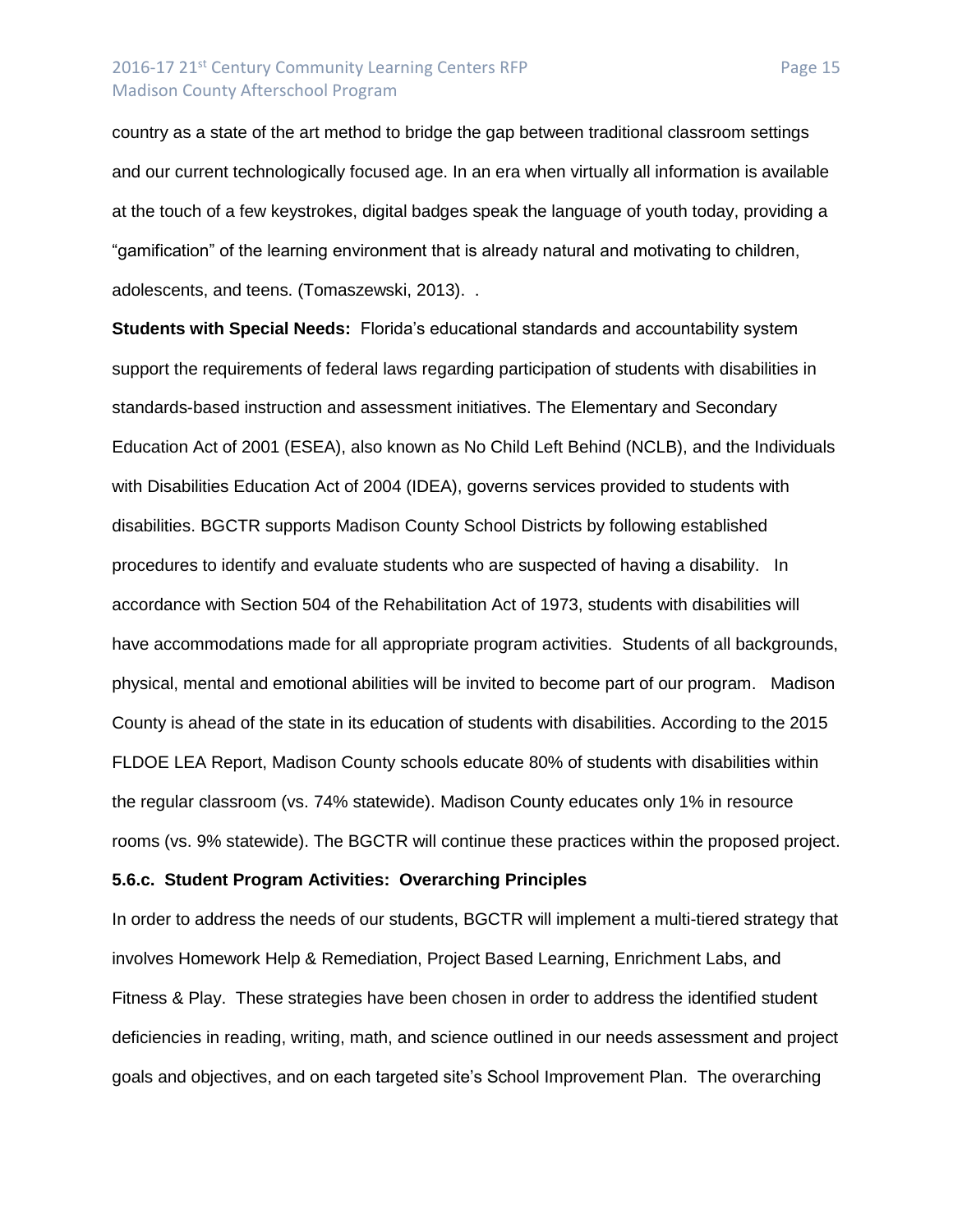country as a state of the art method to bridge the gap between traditional classroom settings and our current technologically focused age. In an era when virtually all information is available at the touch of a few keystrokes, digital badges speak the language of youth today, providing a "gamification" of the learning environment that is already natural and motivating to children, adolescents, and teens. (Tomaszewski, 2013). .

**Students with Special Needs:** Florida's educational standards and accountability system support the requirements of federal laws regarding participation of students with disabilities in standards-based instruction and assessment initiatives. The Elementary and Secondary Education Act of 2001 (ESEA), also known as No Child Left Behind (NCLB), and the Individuals with Disabilities Education Act of 2004 (IDEA), governs services provided to students with disabilities. BGCTR supports Madison County School Districts by following established procedures to identify and evaluate students who are suspected of having a disability. In accordance with Section 504 of the Rehabilitation Act of 1973, students with disabilities will have accommodations made for all appropriate program activities. Students of all backgrounds, physical, mental and emotional abilities will be invited to become part of our program. Madison County is ahead of the state in its education of students with disabilities. According to the 2015 FLDOE LEA Report, Madison County schools educate 80% of students with disabilities within the regular classroom (vs. 74% statewide). Madison County educates only 1% in resource rooms (vs. 9% statewide). The BGCTR will continue these practices within the proposed project.

**5.6.c. Student Program Activities: Overarching Principles**

In order to address the needs of our students, BGCTR will implement a multi-tiered strategy that involves Homework Help & Remediation, Project Based Learning, Enrichment Labs, and Fitness & Play. These strategies have been chosen in order to address the identified student deficiencies in reading, writing, math, and science outlined in our needs assessment and project goals and objectives, and on each targeted site's School Improvement Plan. The overarching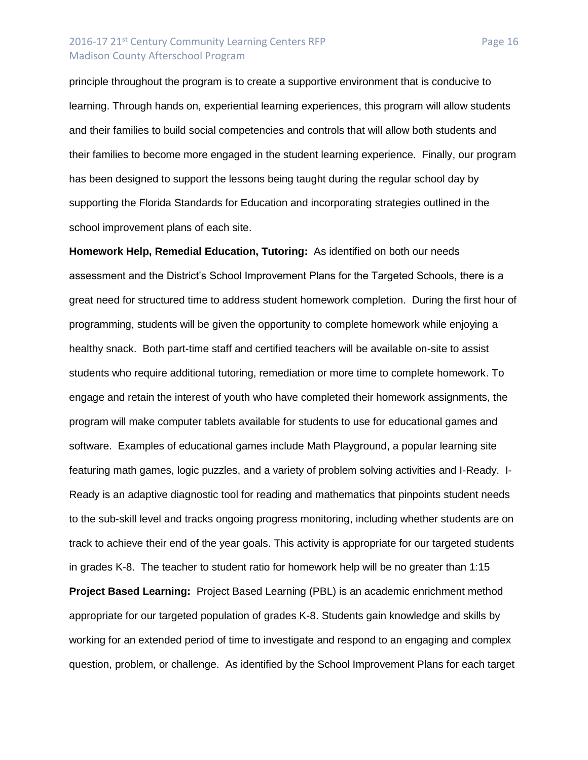principle throughout the program is to create a supportive environment that is conducive to learning. Through hands on, experiential learning experiences, this program will allow students and their families to build social competencies and controls that will allow both students and their families to become more engaged in the student learning experience. Finally, our program has been designed to support the lessons being taught during the regular school day by supporting the Florida Standards for Education and incorporating strategies outlined in the school improvement plans of each site.

**Homework Help, Remedial Education, Tutoring:** As identified on both our needs assessment and the District's School Improvement Plans for the Targeted Schools, there is a great need for structured time to address student homework completion. During the first hour of programming, students will be given the opportunity to complete homework while enjoying a healthy snack. Both part-time staff and certified teachers will be available on-site to assist students who require additional tutoring, remediation or more time to complete homework. To engage and retain the interest of youth who have completed their homework assignments, the program will make computer tablets available for students to use for educational games and software. Examples of educational games include Math Playground, a popular learning site featuring math games, logic puzzles, and a variety of problem solving activities and I-Ready. I-Ready is an adaptive diagnostic tool for reading and mathematics that pinpoints student needs to the sub-skill level and tracks ongoing progress monitoring, including whether students are on track to achieve their end of the year goals. This activity is appropriate for our targeted students in grades K-8. The teacher to student ratio for homework help will be no greater than 1:15

**Project Based Learning:** Project Based Learning (PBL) is an academic enrichment method appropriate for our targeted population of grades K-8. Students gain knowledge and skills by working for an extended period of time to investigate and respond to an engaging and complex question, problem, or challenge. As identified by the School Improvement Plans for each target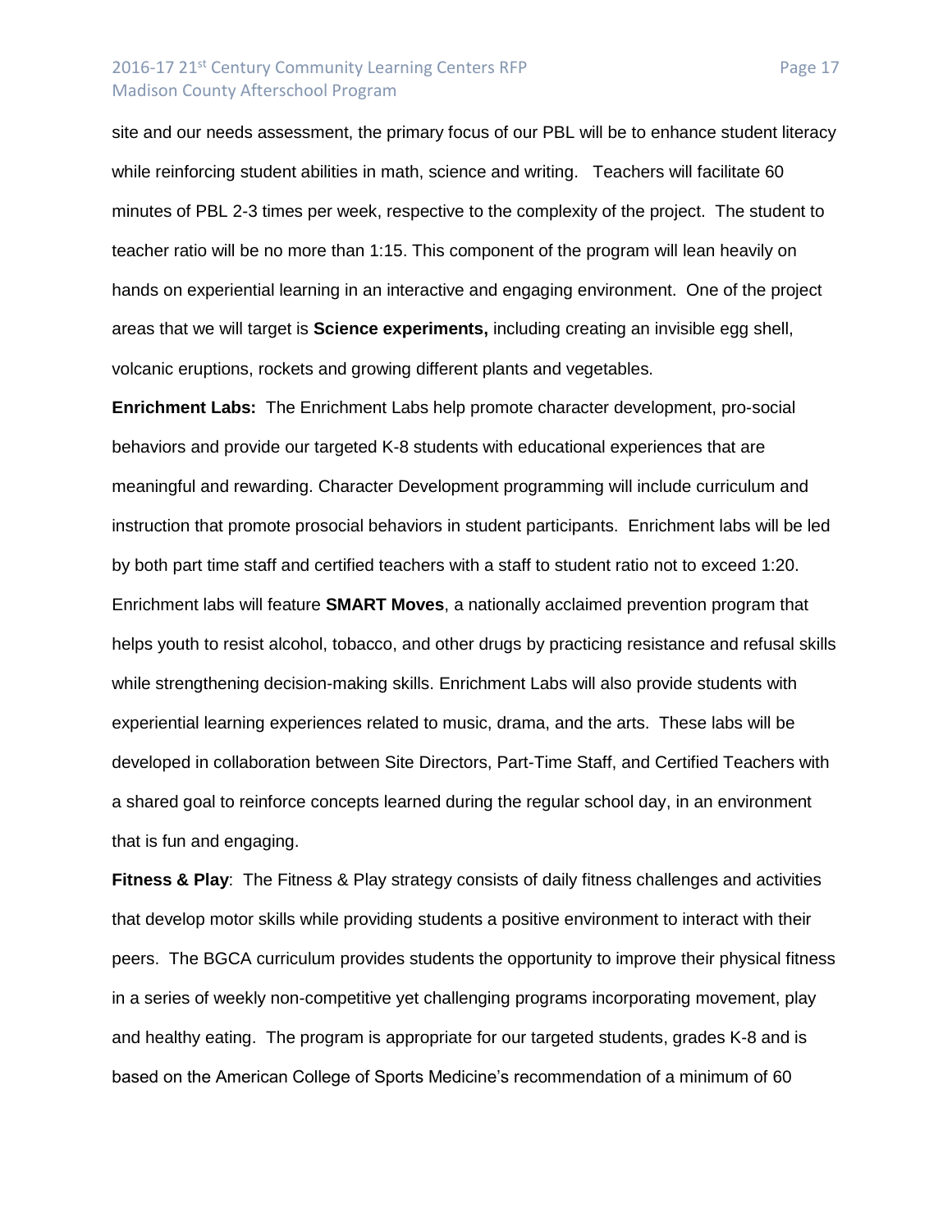site and our needs assessment, the primary focus of our PBL will be to enhance student literacy while reinforcing student abilities in math, science and writing. Teachers will facilitate 60 minutes of PBL 2-3 times per week, respective to the complexity of the project. The student to teacher ratio will be no more than 1:15. This component of the program will lean heavily on hands on experiential learning in an interactive and engaging environment. One of the project areas that we will target is **Science experiments,** including creating an invisible egg shell, volcanic eruptions, rockets and growing different plants and vegetables.

**Enrichment Labs:** The Enrichment Labs help promote character development, pro-social behaviors and provide our targeted K-8 students with educational experiences that are meaningful and rewarding. Character Development programming will include curriculum and instruction that promote prosocial behaviors in student participants. Enrichment labs will be led by both part time staff and certified teachers with a staff to student ratio not to exceed 1:20. Enrichment labs will feature **SMART Moves**, a nationally acclaimed prevention program that helps youth to resist alcohol, tobacco, and other drugs by practicing resistance and refusal skills while strengthening decision-making skills. Enrichment Labs will also provide students with experiential learning experiences related to music, drama, and the arts. These labs will be developed in collaboration between Site Directors, Part-Time Staff, and Certified Teachers with a shared goal to reinforce concepts learned during the regular school day, in an environment that is fun and engaging.

**Fitness & Play**: The Fitness & Play strategy consists of daily fitness challenges and activities that develop motor skills while providing students a positive environment to interact with their peers. The BGCA curriculum provides students the opportunity to improve their physical fitness in a series of weekly non-competitive yet challenging programs incorporating movement, play and healthy eating. The program is appropriate for our targeted students, grades K-8 and is based on the American College of Sports Medicine's recommendation of a minimum of 60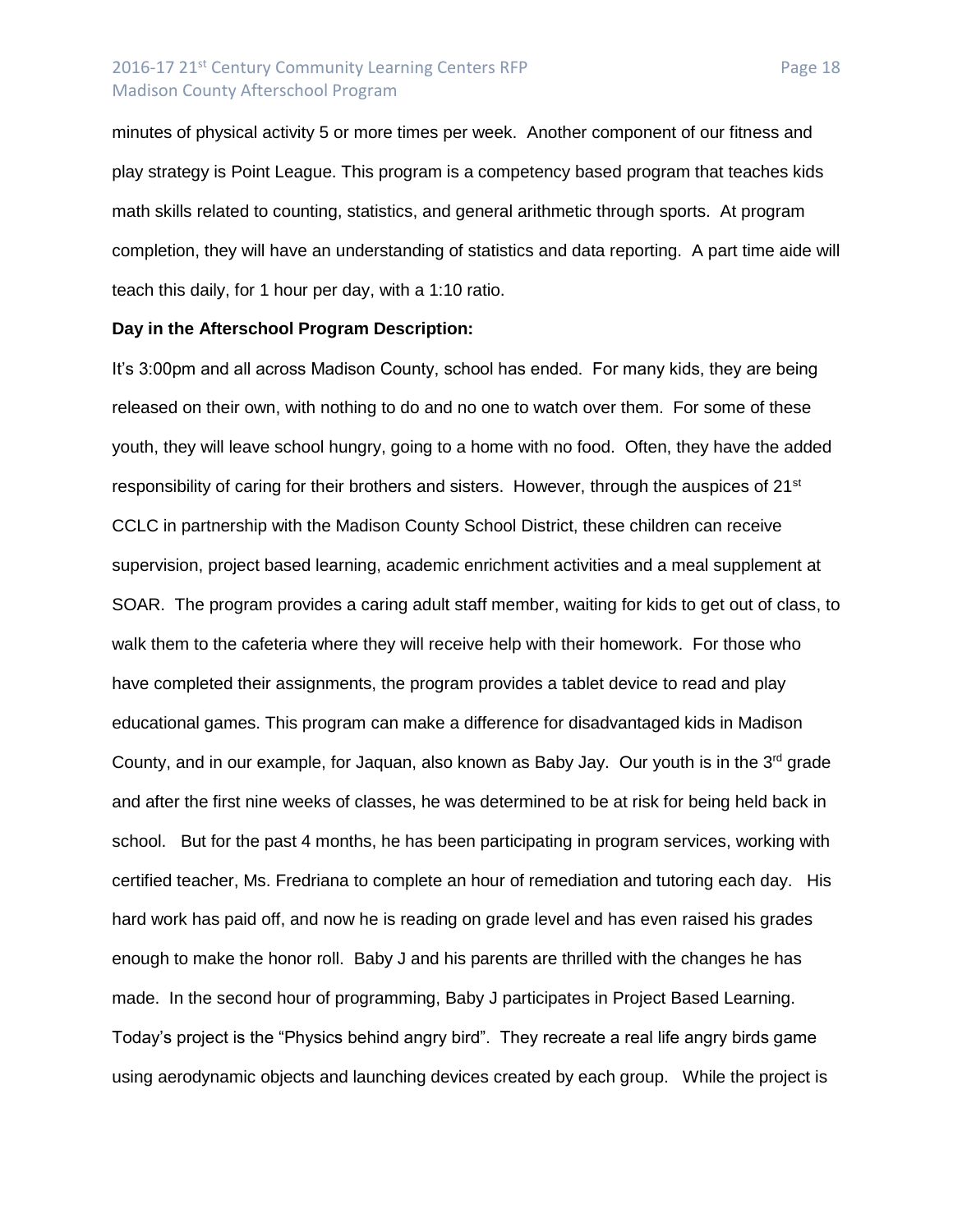minutes of physical activity 5 or more times per week. Another component of our fitness and play strategy is Point League. This program is a competency based program that teaches kids math skills related to counting, statistics, and general arithmetic through sports. At program completion, they will have an understanding of statistics and data reporting. A part time aide will teach this daily, for 1 hour per day, with a 1:10 ratio.

**Day in the Afterschool Program Description:**

It's 3:00pm and all across Madison County, school has ended. For many kids, they are being released on their own, with nothing to do and no one to watch over them. For some of these youth, they will leave school hungry, going to a home with no food. Often, they have the added responsibility of caring for their brothers and sisters. However, through the auspices of 21st CCLC in partnership with the Madison County School District, these children can receive supervision, project based learning, academic enrichment activities and a meal supplement at SOAR. The program provides a caring adult staff member, waiting for kids to get out of class, to walk them to the cafeteria where they will receive help with their homework. For those who have completed their assignments, the program provides a tablet device to read and play educational games. This program can make a difference for disadvantaged kids in Madison County, and in our example, for Jaquan, also known as Baby Jay. Our youth is in the 3rd grade and after the first nine weeks of classes, he was determined to be at risk for being held back in school. But for the past 4 months, he has been participating in program services, working with certified teacher, Ms. Fredriana to complete an hour of remediation and tutoring each day. His hard work has paid off, and now he is reading on grade level and has even raised his grades enough to make the honor roll. Baby J and his parents are thrilled with the changes he has made. In the second hour of programming, Baby J participates in Project Based Learning. Today's project is the "Physics behind angry bird". They recreate a real life angry birds game using aerodynamic objects and launching devices created by each group. While the project is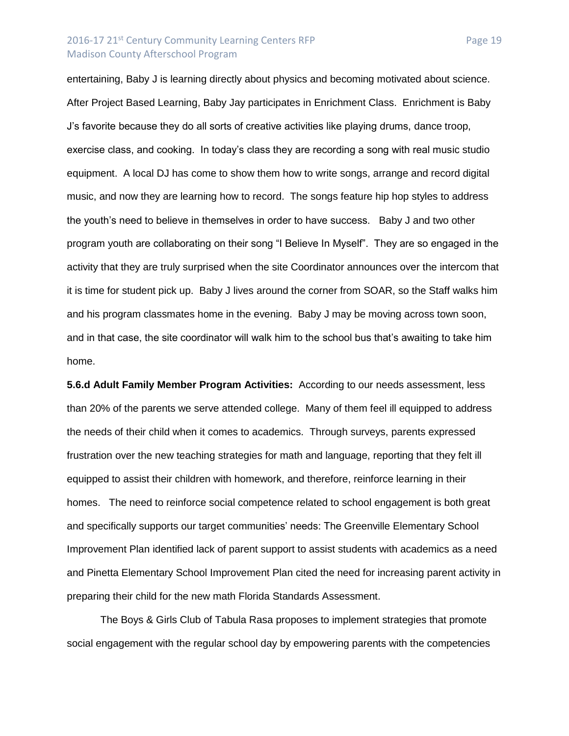entertaining, Baby J is learning directly about physics and becoming motivated about science. After Project Based Learning, Baby Jay participates in Enrichment Class. Enrichment is Baby J's favorite because they do all sorts of creative activities like playing drums, dance troop, exercise class, and cooking. In today's class they are recording a song with real music studio equipment. A local DJ has come to show them how to write songs, arrange and record digital music, and now they are learning how to record. The songs feature hip hop styles to address the youth's need to believe in themselves in order to have success. Baby J and two other program youth are collaborating on their song "I Believe In Myself". They are so engaged in the activity that they are truly surprised when the site Coordinator announces over the intercom that it is time for student pick up. Baby J lives around the corner from SOAR, so the Staff walks him and his program classmates home in the evening. Baby J may be moving across town soon, and in that case, the site coordinator will walk him to the school bus that's awaiting to take him home.

**5.6.d Adult Family Member Program Activities:** According to our needs assessment, less than 20% of the parents we serve attended college. Many of them feel ill equipped to address the needs of their child when it comes to academics. Through surveys, parents expressed frustration over the new teaching strategies for math and language, reporting that they felt ill equipped to assist their children with homework, and therefore, reinforce learning in their homes. The need to reinforce social competence related to school engagement is both great and specifically supports our target communities' needs: The Greenville Elementary School Improvement Plan identified lack of parent support to assist students with academics as a need and Pinetta Elementary School Improvement Plan cited the need for increasing parent activity in preparing their child for the new math Florida Standards Assessment.

The Boys & Girls Club of Tabula Rasa proposes to implement strategies that promote social engagement with the regular school day by empowering parents with the competencies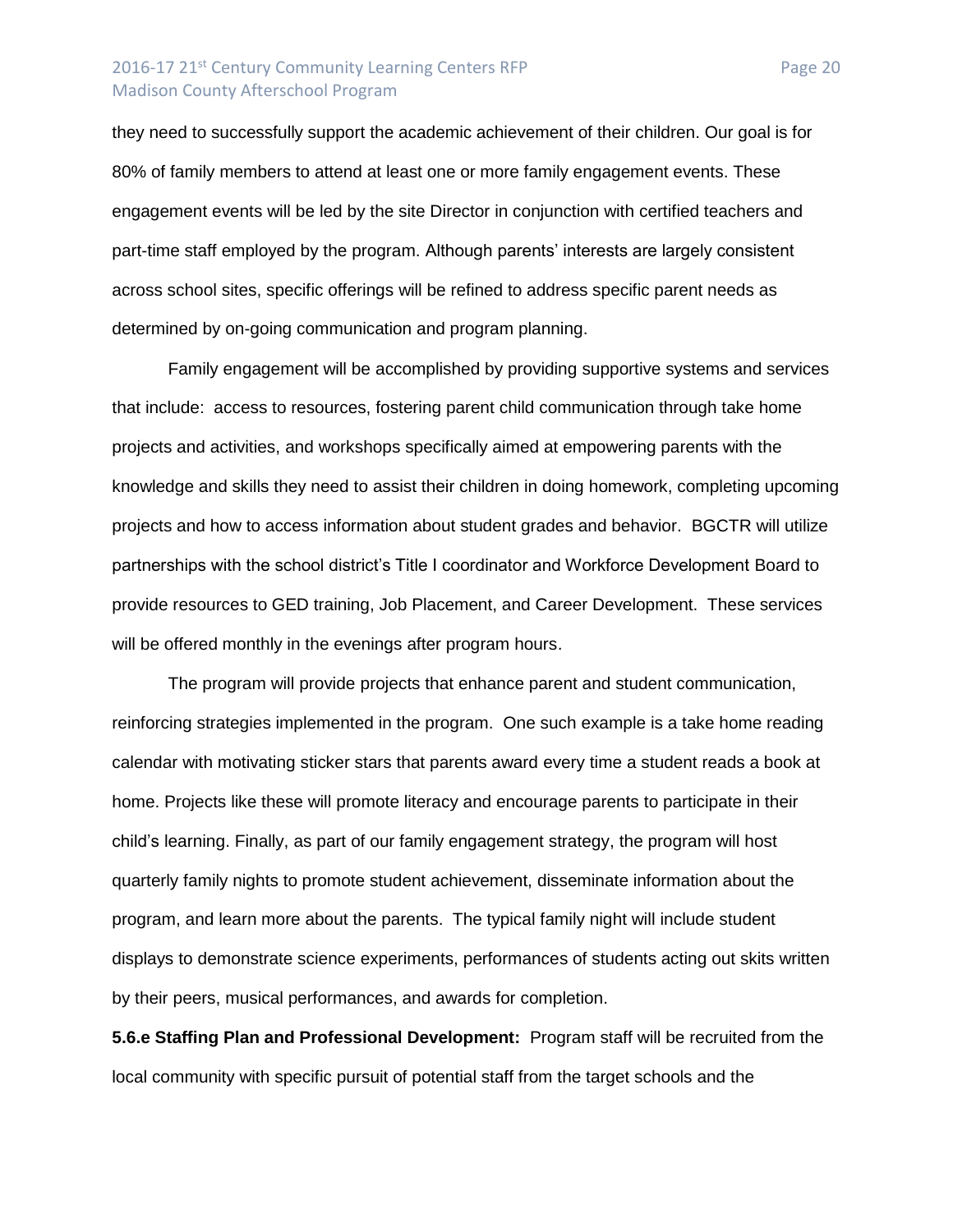they need to successfully support the academic achievement of their children. Our goal is for 80% of family members to attend at least one or more family engagement events. These engagement events will be led by the site Director in conjunction with certified teachers and part-time staff employed by the program. Although parents' interests are largely consistent across school sites, specific offerings will be refined to address specific parent needs as determined by on-going communication and program planning.

Family engagement will be accomplished by providing supportive systems and services that include: access to resources, fostering parent child communication through take home projects and activities, and workshops specifically aimed at empowering parents with the knowledge and skills they need to assist their children in doing homework, completing upcoming projects and how to access information about student grades and behavior. BGCTR will utilize partnerships with the school district's Title I coordinator and Workforce Development Board to provide resources to GED training, Job Placement, and Career Development. These services will be offered monthly in the evenings after program hours.

The program will provide projects that enhance parent and student communication, reinforcing strategies implemented in the program. One such example is a take home reading calendar with motivating sticker stars that parents award every time a student reads a book at home. Projects like these will promote literacy and encourage parents to participate in their child's learning. Finally, as part of our family engagement strategy, the program will host quarterly family nights to promote student achievement, disseminate information about the program, and learn more about the parents. The typical family night will include student displays to demonstrate science experiments, performances of students acting out skits written by their peers, musical performances, and awards for completion.

**5.6.e Staffing Plan and Professional Development:** Program staff will be recruited from the local community with specific pursuit of potential staff from the target schools and the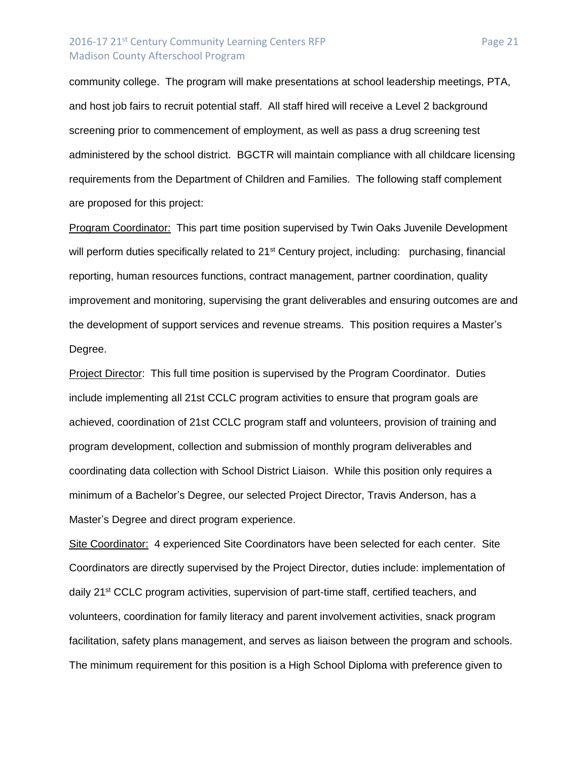community college. The program will make presentations at school leadership meetings, PTA, and host job fairs to recruit potential staff. All staff hired will receive a Level 2 background screening prior to commencement of employment, as well as pass a drug screening test administered by the school district. BGCTR will maintain compliance with all childcare licensing requirements from the Department of Children and Families. The following staff complement are proposed for this project:

Program Coordinator: This part time position supervised by Twin Oaks Juvenile Development will perform duties specifically related to 21st Century project, including: purchasing, financial reporting, human resources functions, contract management, partner coordination, quality improvement and monitoring, supervising the grant deliverables and ensuring outcomes are and the development of support services and revenue streams. This position requires a Master's Degree.

Project Director: This full time position is supervised by the Program Coordinator. Duties include implementing all 21st CCLC program activities to ensure that program goals are achieved, coordination of 21st CCLC program staff and volunteers, provision of training and program development, collection and submission of monthly program deliverables and coordinating data collection with School District Liaison. While this position only requires a minimum of a Bachelor's Degree, our selected Project Director, Travis Anderson, has a Master's Degree and direct program experience.

Site Coordinator: 4 experienced Site Coordinators have been selected for each center. Site Coordinators are directly supervised by the Project Director, duties include: implementation of daily 21st CCLC program activities, supervision of part-time staff, certified teachers, and volunteers, coordination for family literacy and parent involvement activities, snack program facilitation, safety plans management, and serves as liaison between the program and schools. The minimum requirement for this position is a High School Diploma with preference given to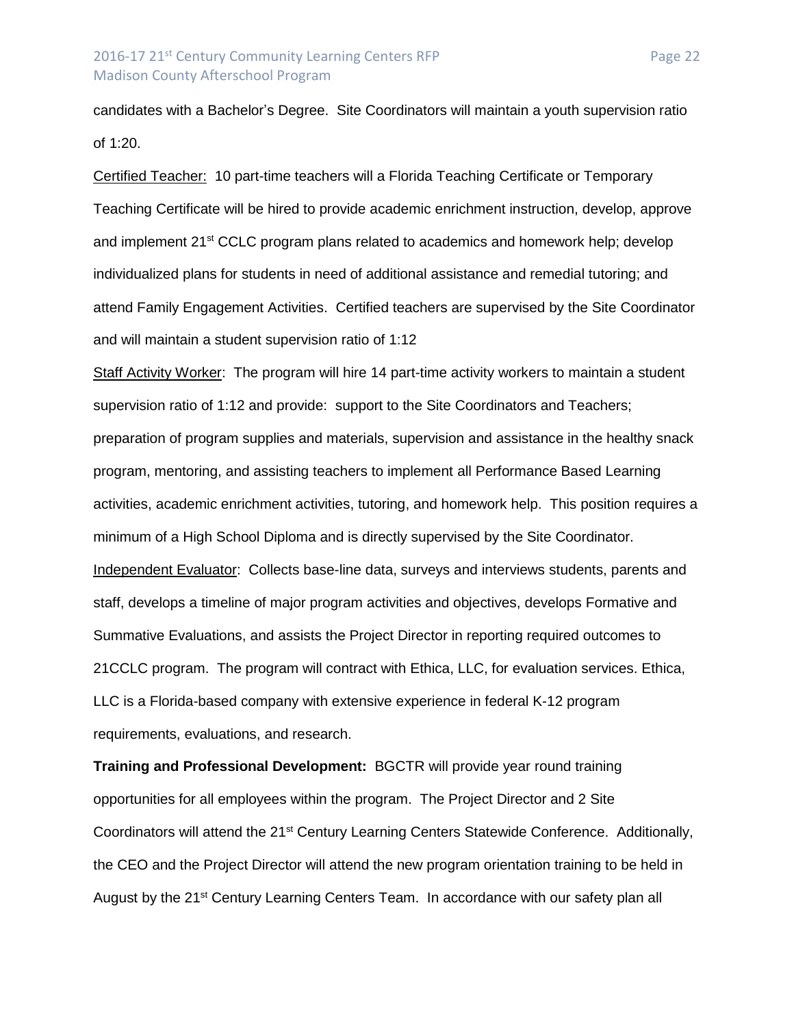candidates with a Bachelor's Degree. Site Coordinators will maintain a youth supervision ratio of 1:20.

Certified Teacher: 10 part-time teachers will a Florida Teaching Certificate or Temporary Teaching Certificate will be hired to provide academic enrichment instruction, develop, approve and implement 21st CCLC program plans related to academics and homework help; develop individualized plans for students in need of additional assistance and remedial tutoring; and attend Family Engagement Activities. Certified teachers are supervised by the Site Coordinator and will maintain a student supervision ratio of 1:12

Staff Activity Worker: The program will hire 14 part-time activity workers to maintain a student supervision ratio of 1:12 and provide: support to the Site Coordinators and Teachers; preparation of program supplies and materials, supervision and assistance in the healthy snack program, mentoring, and assisting teachers to implement all Performance Based Learning activities, academic enrichment activities, tutoring, and homework help. This position requires a minimum of a High School Diploma and is directly supervised by the Site Coordinator.

Independent Evaluator: Collects base-line data, surveys and interviews students, parents and staff, develops a timeline of major program activities and objectives, develops Formative and Summative Evaluations, and assists the Project Director in reporting required outcomes to 21CCLC program. The program will contract with Ethica, LLC, for evaluation services. Ethica, LLC is a Florida-based company with extensive experience in federal K-12 program requirements, evaluations, and research.

**Training and Professional Development:** BGCTR will provide year round training opportunities for all employees within the program. The Project Director and 2 Site Coordinators will attend the 21st Century Learning Centers Statewide Conference. Additionally, the CEO and the Project Director will attend the new program orientation training to be held in August by the 21st Century Learning Centers Team. In accordance with our safety plan all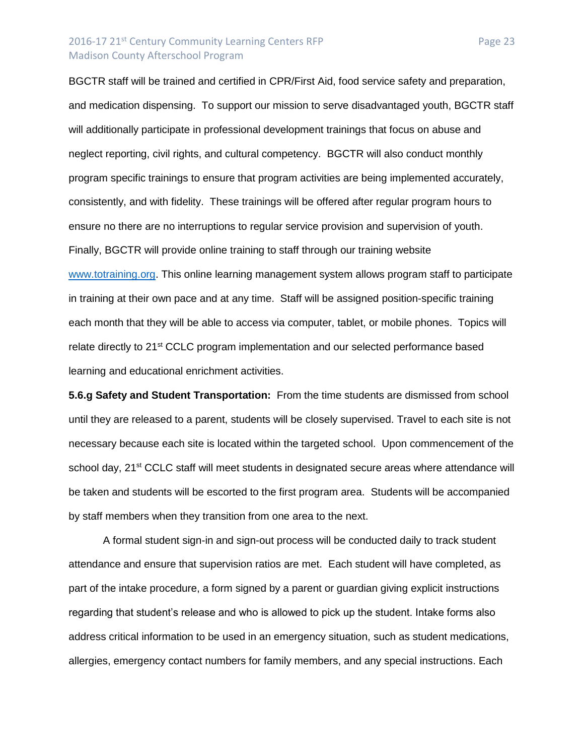BGCTR staff will be trained and certified in CPR/First Aid, food service safety and preparation, and medication dispensing. To support our mission to serve disadvantaged youth, BGCTR staff will additionally participate in professional development trainings that focus on abuse and neglect reporting, civil rights, and cultural competency. BGCTR will also conduct monthly program specific trainings to ensure that program activities are being implemented accurately, consistently, and with fidelity. These trainings will be offered after regular program hours to ensure no there are no interruptions to regular service provision and supervision of youth. Finally, BGCTR will provide online training to staff through our training website www.totraining.org. This online learning management system allows program staff to participate in training at their own pace and at any time. Staff will be assigned position-specific training each month that they will be able to access via computer, tablet, or mobile phones. Topics will relate directly to 21st CCLC program implementation and our selected performance based learning and educational enrichment activities.

**5.6.g Safety and Student Transportation:** From the time students are dismissed from school until they are released to a parent, students will be closely supervised. Travel to each site is not necessary because each site is located within the targeted school. Upon commencement of the school day, 21st CCLC staff will meet students in designated secure areas where attendance will be taken and students will be escorted to the first program area. Students will be accompanied by staff members when they transition from one area to the next.

A formal student sign-in and sign-out process will be conducted daily to track student attendance and ensure that supervision ratios are met. Each student will have completed, as part of the intake procedure, a form signed by a parent or guardian giving explicit instructions regarding that student's release and who is allowed to pick up the student. Intake forms also address critical information to be used in an emergency situation, such as student medications, allergies, emergency contact numbers for family members, and any special instructions. Each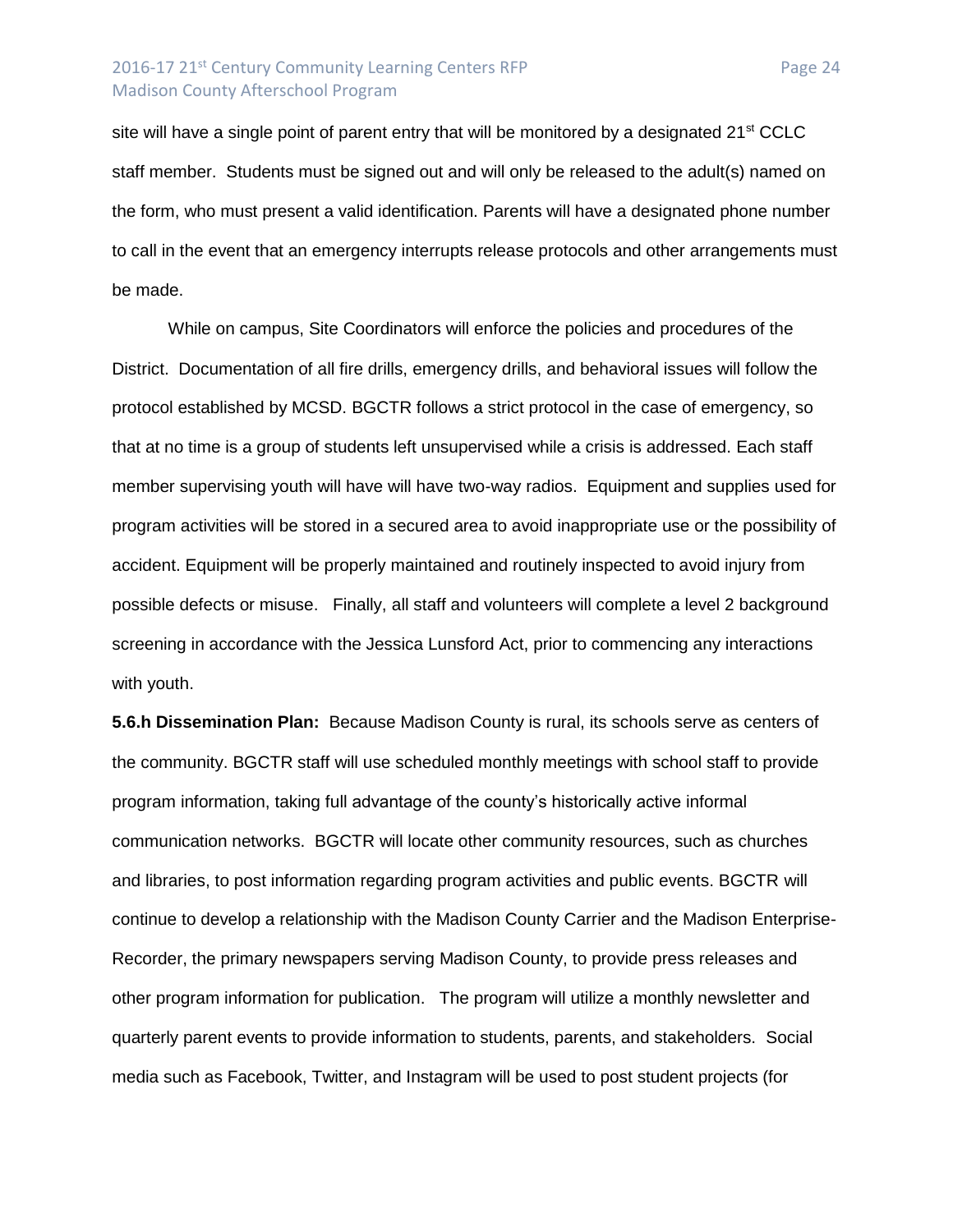site will have a single point of parent entry that will be monitored by a designated 21st CCLC staff member. Students must be signed out and will only be released to the adult(s) named on the form, who must present a valid identification. Parents will have a designated phone number to call in the event that an emergency interrupts release protocols and other arrangements must be made.

While on campus, Site Coordinators will enforce the policies and procedures of the District. Documentation of all fire drills, emergency drills, and behavioral issues will follow the protocol established by MCSD. BGCTR follows a strict protocol in the case of emergency, so that at no time is a group of students left unsupervised while a crisis is addressed. Each staff member supervising youth will have will have two-way radios. Equipment and supplies used for program activities will be stored in a secured area to avoid inappropriate use or the possibility of accident. Equipment will be properly maintained and routinely inspected to avoid injury from possible defects or misuse. Finally, all staff and volunteers will complete a level 2 background screening in accordance with the Jessica Lunsford Act, prior to commencing any interactions with youth.

**5.6.h Dissemination Plan:** Because Madison County is rural, its schools serve as centers of the community. BGCTR staff will use scheduled monthly meetings with school staff to provide program information, taking full advantage of the county's historically active informal communication networks. BGCTR will locate other community resources, such as churches and libraries, to post information regarding program activities and public events. BGCTR will continue to develop a relationship with the Madison County Carrier and the Madison Enterprise-Recorder, the primary newspapers serving Madison County, to provide press releases and other program information for publication. The program will utilize a monthly newsletter and quarterly parent events to provide information to students, parents, and stakeholders. Social media such as Facebook, Twitter, and Instagram will be used to post student projects (for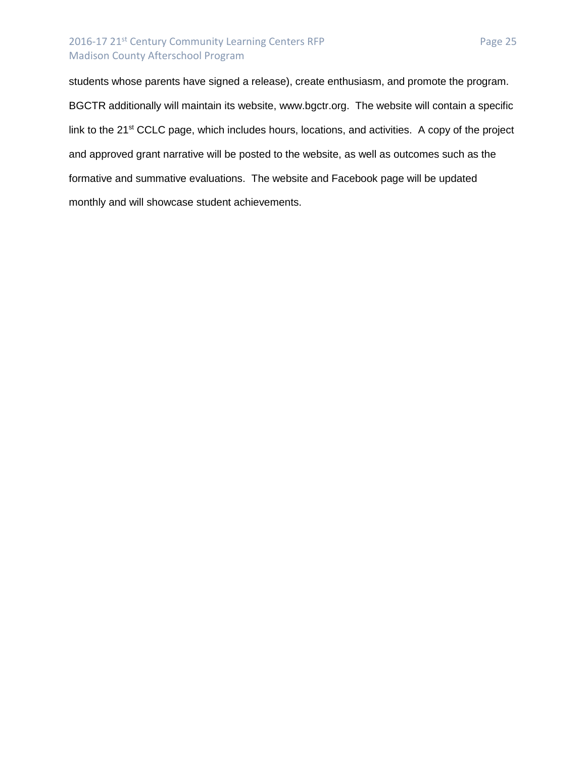students whose parents have signed a release), create enthusiasm, and promote the program. BGCTR additionally will maintain its website, www.bgctr.org. The website will contain a specific link to the 21st CCLC page, which includes hours, locations, and activities. A copy of the project and approved grant narrative will be posted to the website, as well as outcomes such as the formative and summative evaluations. The website and Facebook page will be updated monthly and will showcase student achievements.